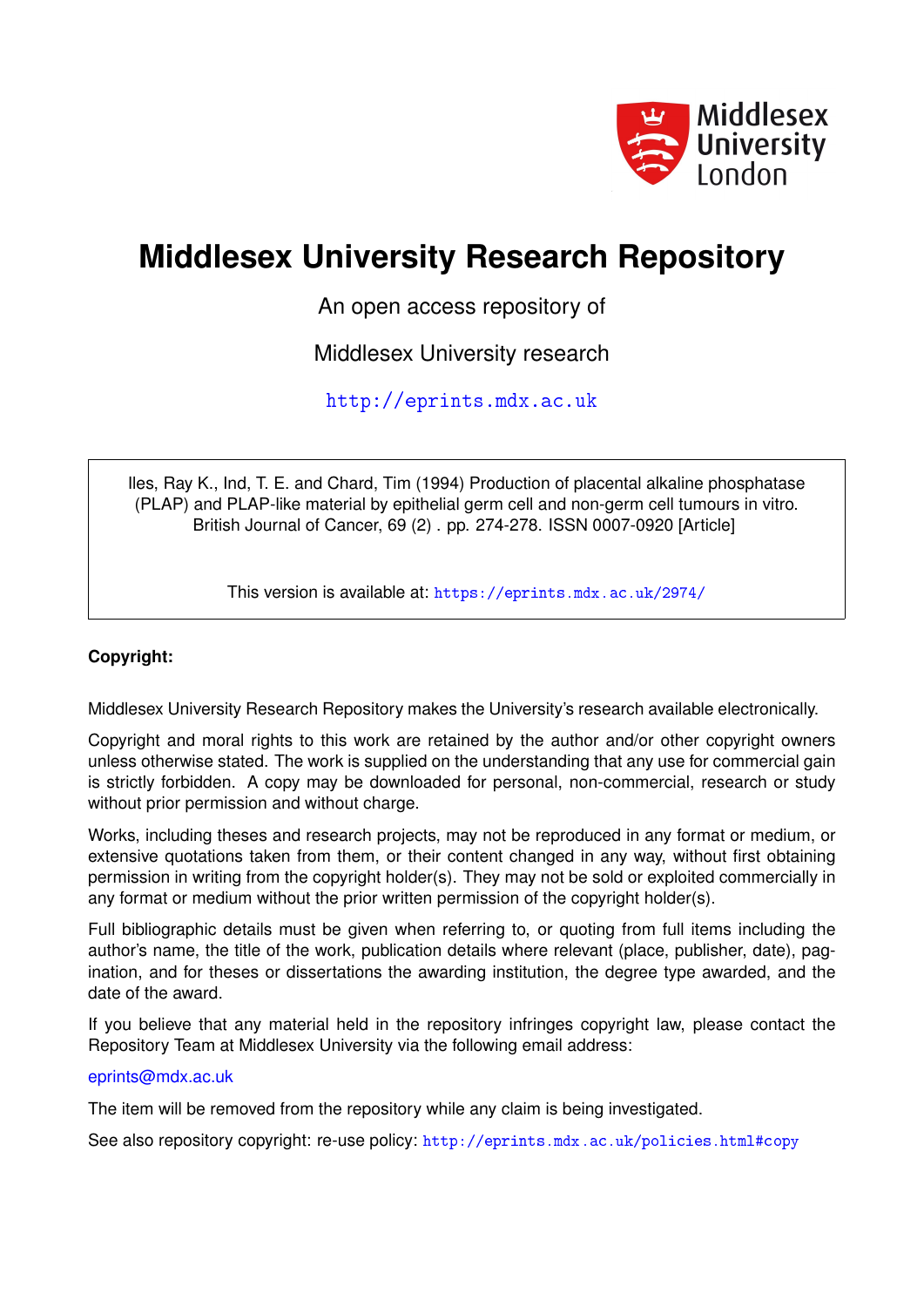Middlesex University London

# Middlesex University Research Repository

An open access repository of

Middlesex University research

http://eprints.mdx.ac.uk

Iles, Ray K., Ind, T. E. and Chard, Tim (1994) Production of placental alkaline phosphatase (PLAP) and PLAP-like material by epithelial germ cell and non-germ cell tumours in vitro. British Journal of Cancer, 69 (2) . pp. 274-278. ISSN 0007-0920 [Article]

This version is available at: https://eprints.mdx.ac.uk/2974/

**Copyright:**

Middlesex University Research Repository makes the University's research available electronically.

Copyright and moral rights to this work are retained by the author and/or other copyright owners unless otherwise stated. The work is supplied on the understanding that any use for commercial gain is strictly forbidden. A copy may be downloaded for personal, non-commercial, research or study without prior permission and without charge.

Works, including theses and research projects, may not be reproduced in any format or medium, or extensive quotations taken from them, or their content changed in any way, without first obtaining permission in writing from the copyright holder(s). They may not be sold or exploited commercially in any format or medium without the prior written permission of the copyright holder(s).

Full bibliographic details must be given when referring to, or quoting from full items including the author's name, the title of the work, publication details where relevant (place, publisher, date), pagination, and for theses or dissertations the awarding institution, the degree type awarded, and the date of the award.

If you believe that any material held in the repository infringes copyright law, please contact the Repository Team at Middlesex University via the following email address:

eprints@mdx.ac.uk

The item will be removed from the repository while any claim is being investigated.

See also repository copyright: re-use policy: http://eprints.mdx.ac.uk/policies.html#copy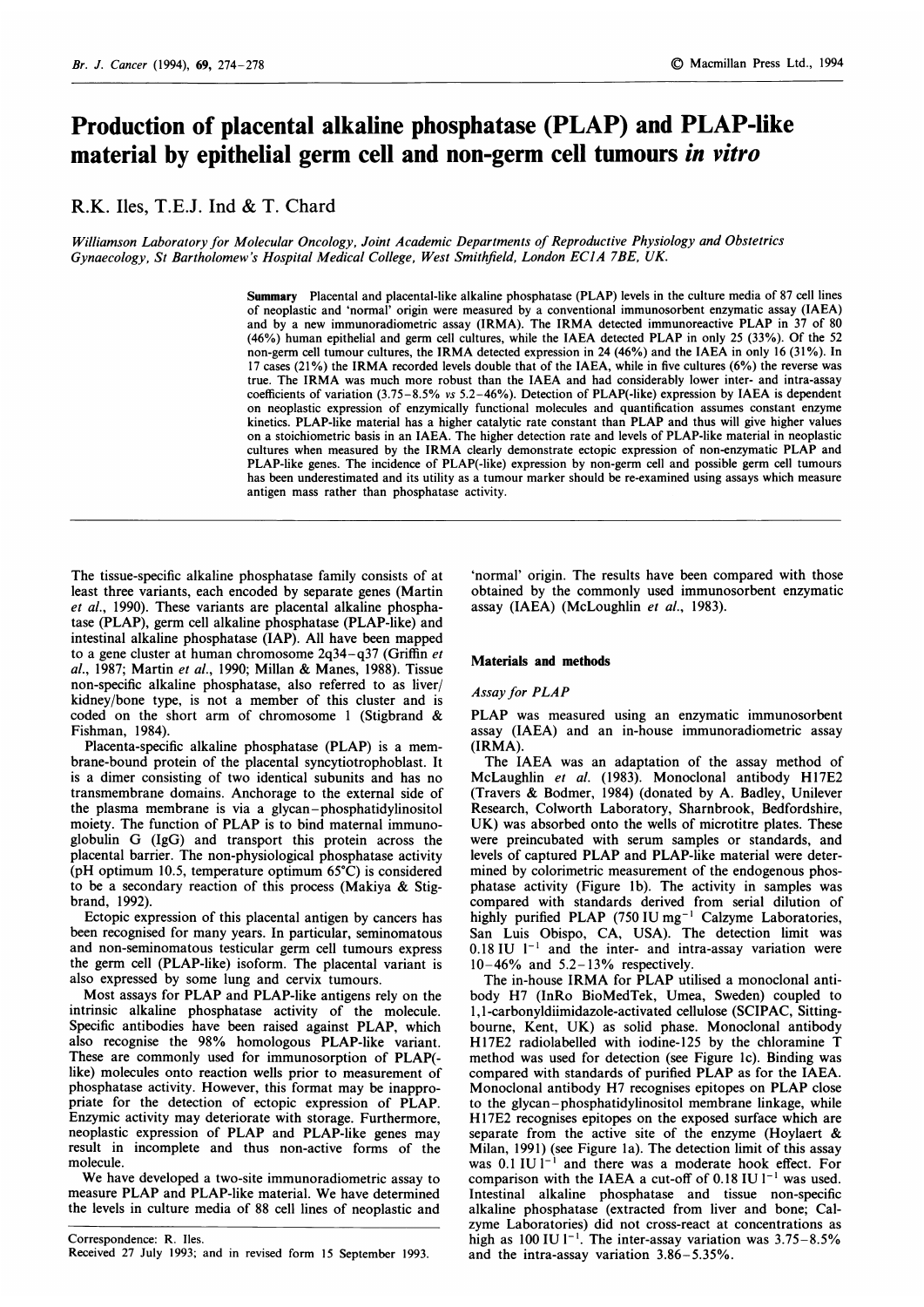# Production of placental alkaline phosphatase (PLAP) and PLAP-like material by epithelial germ cell and non-germ cell tumours *in vitro*

R.K. Iles, T.E.J. Ind & T. Chard

*Williamson Laboratory for Molecular Oncology, Joint Academic Departments of Reproductive Physiology and Obstetrics Gynaecology, St Bartholomew's Hospital Medical College, West Smithfield, London EC1A 7BE, UK.*

**Summary** Placental and placental-like alkaline phosphatase (PLAP) levels in the culture media of 87 cell lines of neoplastic and 'normal' origin were measured by a conventional immunosorbent enzymatic assay (IAEA) and by a new immunoradiometric assay (IRMA). The IRMA detected immunoreactive PLAP in 37 of 80 (46%) human epithelial and germ cell cultures, while the IAEA detected PLAP in only 25 (33%). Of the 52 non-germ cell tumour cultures, the IRMA detected expression in 24 (46%) and the IAEA in only 16 (31%). In 17 cases (21%) the IRMA recorded levels double that of the IAEA, while in five cultures (6%) the reverse was true. The IRMA was much more robust than the IAEA and had considerably lower inter- and intra-assay coefficients of variation (3.75–8.5% *vs* 5.2–46%). Detection of PLAP(-like) expression by IAEA is dependent on neoplastic expression of enzymically functional molecules and quantification assumes constant enzyme kinetics. PLAP-like material has a higher catalytic rate constant than PLAP and thus will give higher values on a stoichiometric basis in an IAEA. The higher detection rate and levels of PLAP-like material in neoplastic cultures when measured by the IRMA clearly demonstrate ectopic expression of non-enzymatic PLAP and PLAP-like genes. The incidence of PLAP(-like) expression by non-germ cell and possible germ cell tumours has been underestimated and its utility as a tumour marker should be re-examined using assays which measure antigen mass rather than phosphatase activity.

The tissue-specific alkaline phosphatase family consists of at least three variants, each encoded by separate genes (Martin *et al.*, 1990). These variants are placental alkaline phosphatase (PLAP), germ cell alkaline phosphatase (PLAP-like) and intestinal alkaline phosphatase (IAP). All have been mapped to a gene cluster at human chromosome 2q34–q37 (Griffin *et al.*, 1987; Martin *et al.*, 1990; Millan & Manes, 1988). Tissue non-specific alkaline phosphatase, also referred to as liver/kidney/bone type, is not a member of this cluster and is coded on the short arm of chromosome 1 (Stigbrand & Fishman, 1984).

Placenta-specific alkaline phosphatase (PLAP) is a membrane-bound protein of the placental syncytiotrophoblast. It is a dimer consisting of two identical subunits and has no transmembrane domains. Anchorage to the external side of the plasma membrane is via a glycan–phosphatidylinositol moiety. The function of PLAP is to bind maternal immunoglobulin G (IgG) and transport this protein across the placental barrier. The non-physiological phosphatase activity (pH optimum 10.5, temperature optimum 65°C) is considered to be a secondary reaction of this process (Makiya & Stigbrand, 1992).

Ectopic expression of this placental antigen by cancers has been recognised for many years. In particular, seminomatous and non-seminomatous testicular germ cell tumours express the germ cell (PLAP-like) isoform. The placental variant is also expressed by some lung and cervix tumours.

Most assays for PLAP and PLAP-like antigens rely on the intrinsic alkaline phosphatase activity of the molecule. Specific antibodies have been raised against PLAP, which also recognise the 98% homologous PLAP-like variant. These are commonly used for immunosorption of PLAP(-like) molecules onto reaction wells prior to measurement of phosphatase activity. However, this format may be inappropriate for the detection of ectopic expression of PLAP. Enzymic activity may deteriorate with storage. Furthermore, neoplastic expression of PLAP and PLAP-like genes may result in incomplete and thus non-active forms of the molecule.

We have developed a two-site immunoradiometric assay to measure PLAP and PLAP-like material. We have determined the levels in culture media of 88 cell lines of neoplastic and 'normal' origin. The results have been compared with those obtained by the commonly used immunosorbent enzymatic assay (IAEA) (McLoughlin *et al.*, 1983).

## Materials and methods

### *Assay for PLAP*

PLAP was measured using an enzymatic immunosorbent assay (IAEA) and an in-house immunoradiometric assay (IRMA).

The IAEA was an adaptation of the assay method of McLaughlin *et al.* (1983). Monoclonal antibody H17E2 (Travers & Bodmer, 1984) (donated by A. Badley, Unilever Research, Colworth Laboratory, Sharnbrook, Bedfordshire, UK) was absorbed onto the wells of microtitre plates. These were preincubated with serum samples or standards, and levels of captured PLAP and PLAP-like material were determined by colorimetric measurement of the endogenous phosphatase activity (Figure 1b). The activity in samples was compared with standards derived from serial dilution of highly purified PLAP (750 IU $mg^{-1}$ Calzyme Laboratories, San Luis Obispo, CA, USA). The detection limit was 0.18 IU $l^{-1}$ and the inter- and intra-assay variation were 10–46% and 5.2–13% respectively.

The in-house IRMA for PLAP utilised a monoclonal antibody H7 (InRo BioMedTek, Umea, Sweden) coupled to 1,1-carbonyldiimidazole-activated cellulose (SCIPAC, Sittingbourne, Kent, UK) as solid phase. Monoclonal antibody H17E2 radiolabelled with iodine-125 by the chloramine T method was used for detection (see Figure 1c). Binding was compared with standards of purified PLAP as for the IAEA. Monoclonal antibody H7 recognises epitopes on PLAP close to the glycan–phosphatidylinositol membrane linkage, while H17E2 recognises epitopes on the exposed surface which are separate from the active site of the enzyme (Hoylaert & Milan, 1991) (see Figure 1a). The detection limit of this assay was 0.1 IU $l^{-1}$ and there was a moderate hook effect. For comparison with the IAEA a cut-off of 0.18 IU $l^{-1}$ was used. Intestinal alkaline phosphatase and tissue non-specific alkaline phosphatase (extracted from liver and bone; Calzyme Laboratories) did not cross-react at concentrations as high as 100 IU $l^{-1}$. The inter-assay variation was 3.75–8.5% and the intra-assay variation 3.86–5.35%.

Correspondence: R. Iles.
Received 27 July 1993; and in revised form 15 September 1993.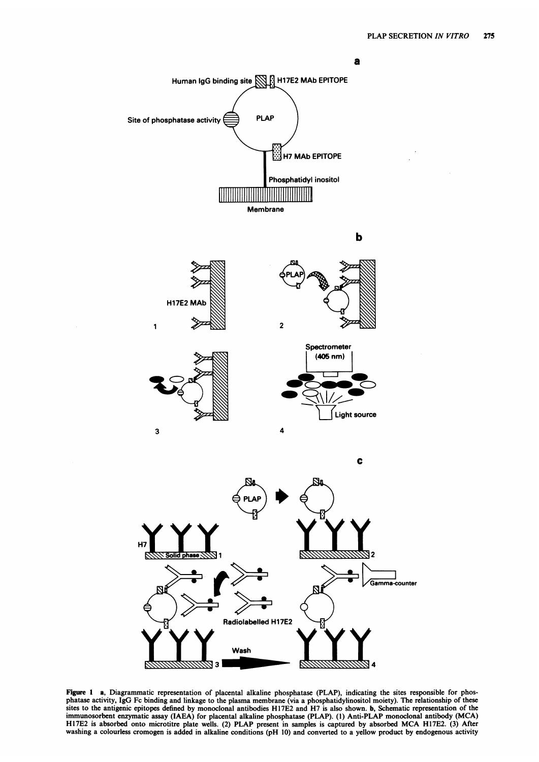**Figure 1** **a**, Diagrammatic representation of placental alkaline phosphatase (PLAP), indicating the sites responsible for phosphatase activity, IgG Fc binding and linkage to the plasma membrane (via a phosphatidylinositol moiety). The relationship of these sites to the antigenic epitopes defined by monoclonal antibodies H17E2 and H7 is also shown. **b**, Schematic representation of the immunosorbent enzymatic assay (IAEA) for placental alkaline phosphatase (PLAP). (1) Anti-PLAP monoclonal antibody (MCA) H17E2 is absorbed onto microtitre plate wells. (2) PLAP present in samples is captured by absorbed MCA H17E2. (3) After washing a colourless cromogen is added in alkaline conditions (pH 10) and converted to a yellow product by endogenous activity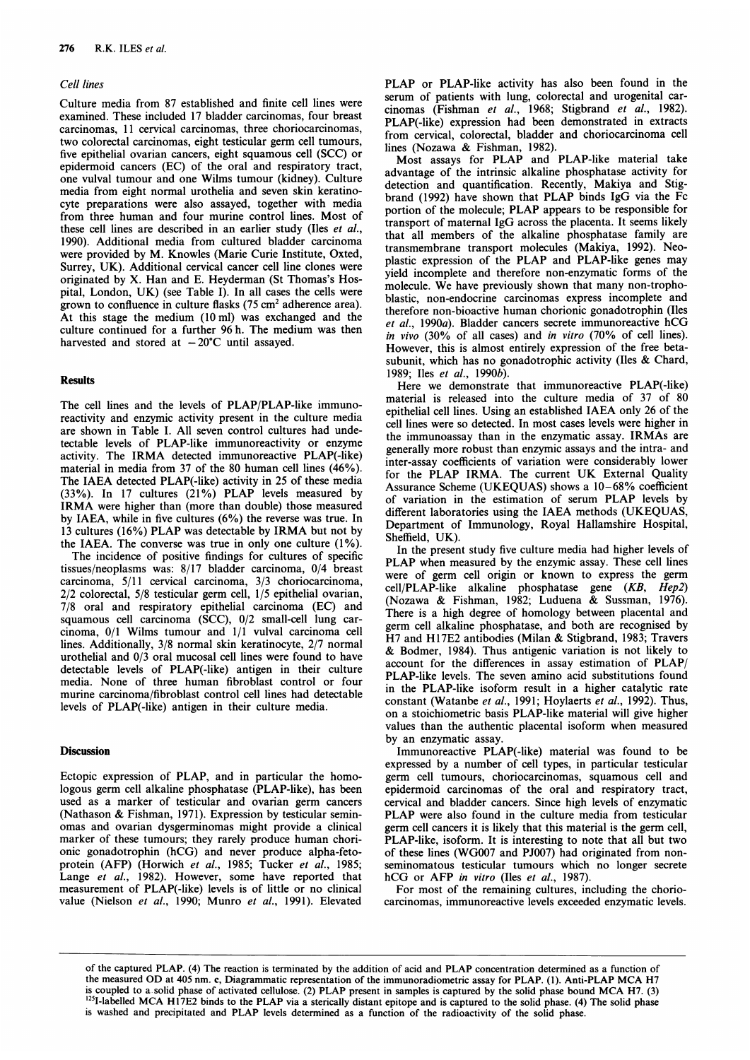### Cell lines

Culture media from 87 established and finite cell lines were examined. These included 17 bladder carcinomas, four breast carcinomas, 11 cervical carcinomas, three choriocarcinomas, two colorectal carcinomas, eight testicular germ cell tumours, five epithelial ovarian cancers, eight squamous cell (SCC) or epidermoid cancers (EC) of the oral and respiratory tract, one vulval tumour and one Wilms tumour (kidney). Culture media from eight normal urothelia and seven skin keratinocyte preparations were also assayed, together with media from three human and four murine control lines. Most of these cell lines are described in an earlier study (Iles *et al.*, 1990). Additional media from cultured bladder carcinoma were provided by M. Knowles (Marie Curie Institute, Oxted, Surrey, UK). Additional cervical cancer cell line clones were originated by X. Han and E. Heyderman (St Thomas's Hospital, London, UK) (see Table I). In all cases the cells were grown to confluence in culture flasks (75 cm$^2$ adherence area). At this stage the medium (10 ml) was exchanged and the culture continued for a further 96 h. The medium was then harvested and stored at $-20$°C until assayed.

## Results

The cell lines and the levels of PLAP/PLAP-like immunoreactivity and enzymic activity present in the culture media are shown in Table I. All seven control cultures had undetectable levels of PLAP-like immunoreactivity or enzyme activity. The IRMA detected immunoreactive PLAP(-like) material in media from 37 of the 80 human cell lines (46%). The IAEA detected PLAP(-like) activity in 25 of these media (33%). In 17 cultures (21%) PLAP levels measured by IRMA were higher than (more than double) those measured by IAEA, while in five cultures (6%) the reverse was true. In 13 cultures (16%) PLAP was detectable by IRMA but not by the IAEA. The converse was true in only one culture (1%).

The incidence of positive findings for cultures of specific tissues/neoplasms was: 8/17 bladder carcinoma, 0/4 breast carcinoma, 5/11 cervical carcinoma, 3/3 choriocarcinoma, 2/2 colorectal, 5/8 testicular germ cell, 1/5 epithelial ovarian, 7/8 oral and respiratory epithelial carcinoma (EC) and squamous cell carcinoma (SCC), 0/2 small-cell lung carcinoma, 0/1 Wilms tumour and 1/1 vulval carcinoma cell lines. Additionally, 3/8 normal skin keratinocyte, 2/7 normal urothelial and 0/3 oral mucosal cell lines were found to have detectable levels of PLAP(-like) antigen in their culture media. None of three human fibroblast control or four murine carcinoma/fibroblast control cell lines had detectable levels of PLAP(-like) antigen in their culture media.

## Discussion

Ectopic expression of PLAP, and in particular the homologous germ cell alkaline phosphatase (PLAP-like), has been used as a marker of testicular and ovarian germ cancers (Nathason & Fishman, 1971). Expression by testicular seminomas and ovarian dysgerminomas might provide a clinical marker of these tumours; they rarely produce human chorionic gonadotrophin (hCG) and never produce alpha-fetoprotein (AFP) (Horwich *et al.*, 1985; Tucker *et al.*, 1985; Lange *et al.*, 1982). However, some have reported that measurement of PLAP(-like) levels is of little or no clinical value (Nielson *et al.*, 1990; Munro *et al.*, 1991). Elevated PLAP or PLAP-like activity has also been found in the serum of patients with lung, colorectal and urogenital carcinomas (Fishman *et al.*, 1968; Stigbrand *et al.*, 1982). PLAP(-like) expression had been demonstrated in extracts from cervical, colorectal, bladder and choriocarcinoma cell lines (Nozawa & Fishman, 1982).

Most assays for PLAP and PLAP-like material take advantage of the intrinsic alkaline phosphatase activity for detection and quantification. Recently, Makiya and Stigbrand (1992) have shown that PLAP binds IgG via the Fc portion of the molecule; PLAP appears to be responsible for transport of maternal IgG across the placenta. It seems likely that all members of the alkaline phosphatase family are transmembrane transport molecules (Makiya, 1992). Neoplastic expression of the PLAP and PLAP-like genes may yield incomplete and therefore non-enzymatic forms of the molecule. We have previously shown that many non-trophoblastic, non-endocrine carcinomas express incomplete and therefore non-bioactive human chorionic gonadotrophin (Iles *et al.*, 1990*a*). Bladder cancers secrete immunoreactive hCG *in vivo* (30% of all cases) and *in vitro* (70% of cell lines). However, this is almost entirely expression of the free beta-subunit, which has no gonadotrophic activity (Iles & Chard, 1989; Iles *et al.*, 1990*b*).

Here we demonstrate that immunoreactive PLAP(-like) material is released into the culture media of 37 of 80 epithelial cell lines. Using an established IAEA only 26 of the cell lines were so detected. In most cases levels were higher in the immunoassay than in the enzymatic assay. IRMAs are generally more robust than enzymic assays and the intra- and inter-assay coefficients of variation were considerably lower for the PLAP IRMA. The current UK External Quality Assurance Scheme (UKEQUAS) shows a 10–68% coefficient of variation in the estimation of serum PLAP levels by different laboratories using the IAEA methods (UKEQUAS, Department of Immunology, Royal Hallamshire Hospital, Sheffield, UK).

In the present study five culture media had higher levels of PLAP when measured by the enzymic assay. These cell lines were of germ cell origin or known to express the germ cell/PLAP-like alkaline phosphatase gene (*KB*, *Hep2*) (Nozawa & Fishman, 1982; Luduena & Sussman, 1976). There is a high degree of homology between placental and germ cell alkaline phosphatase, and both are recognised by H7 and H17E2 antibodies (Milan & Stigbrand, 1983; Travers & Bodmer, 1984). Thus antigenic variation is not likely to account for the differences in assay estimation of PLAP/PLAP-like levels. The seven amino acid substitutions found in the PLAP-like isoform result in a higher catalytic rate constant (Watanbe *et al.*, 1991; Hoylaerts *et al.*, 1992). Thus, on a stoichiometric basis PLAP-like material will give higher values than the authentic placental isoform when measured by an enzymatic assay.

Immunoreactive PLAP(-like) material was found to be expressed by a number of cell types, in particular testicular germ cell tumours, choriocarcinomas, squamous cell and epidermoid carcinomas of the oral and respiratory tract, cervical and bladder cancers. Since high levels of enzymatic PLAP were also found in the culture media from testicular germ cell cancers it is likely that this material is the germ cell, PLAP-like, isoform. It is interesting to note that all but two of these lines (WG007 and PJ007) had originated from non-seminomatous testicular tumours which no longer secrete hCG or AFP *in vitro* (Iles *et al.*, 1987).

For most of the remaining cultures, including the choriocarcinomas, immunoreactive levels exceeded enzymatic levels.

of the captured PLAP. (4) The reaction is terminated by the addition of acid and PLAP concentration determined as a function of the measured OD at 405 nm. **c**, Diagrammatic representation of the immunoradiometric assay for PLAP. (1). Anti-PLAP MCA H7 is coupled to a solid phase of activated cellulose. (2) PLAP present in samples is captured by the solid phase bound MCA H7. (3) $^{125}$I-labelled MCA H17E2 binds to the PLAP via a sterically distant epitope and is captured to the solid phase. (4) The solid phase is washed and precipitated and PLAP levels determined as a function of the radioactivity of the solid phase.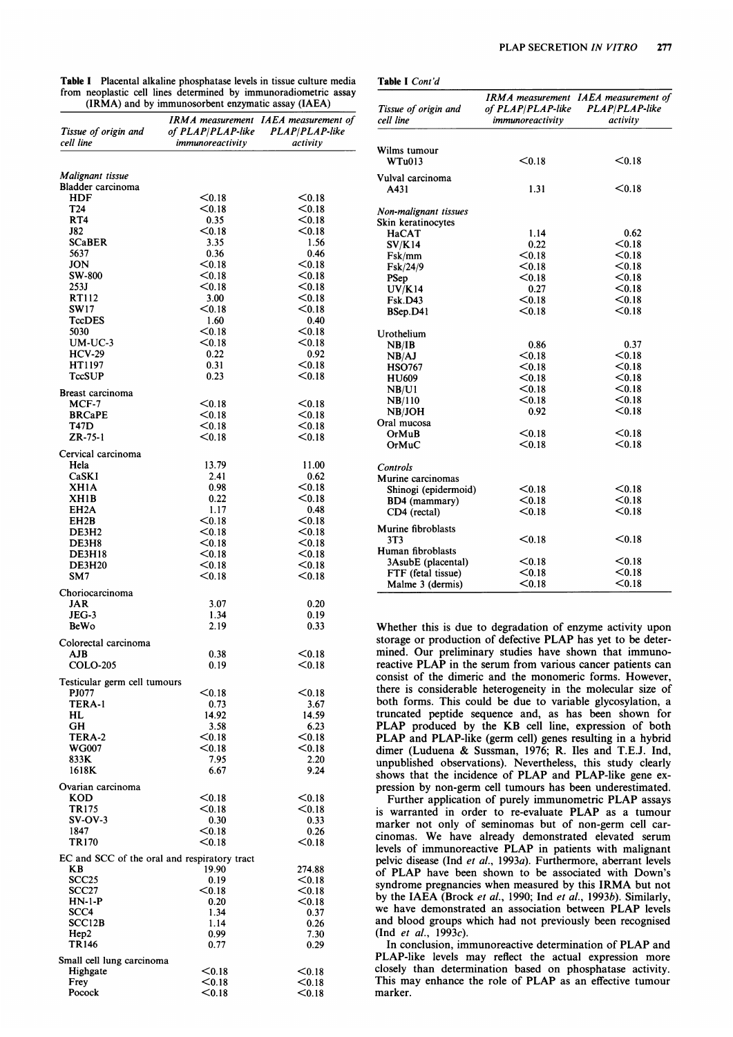**Table I** Placental alkaline phosphatase levels in tissue culture media from neoplastic cell lines determined by immunoradiometric assay (IRMA) and by immunosorbent enzymatic assay (IAEA)

| *Tissue of origin and cell line* | *IRMA measurement of PLAP/PLAP-like immunoreactivity* | *IAEA measurement of PLAP/PLAP-like activity* |
|---|---|---|
| *Malignant tissue* | | |
| Bladder carcinoma | | |
| HDF | <0.18 | <0.18 |
| T24 | <0.18 | <0.18 |
| RT4 | 0.35 | <0.18 |
| J82 | <0.18 | <0.18 |
| SCaBER | 3.35 | 1.56 |
| 5637 | 0.36 | 0.46 |
| JON | <0.18 | <0.18 |
| SW-800 | <0.18 | <0.18 |
| 253J | <0.18 | <0.18 |
| RT112 | 3.00 | <0.18 |
| SW17 | <0.18 | <0.18 |
| TccDES | 1.60 | 0.40 |
| 5030 | <0.18 | <0.18 |
| UM-UC-3 | <0.18 | <0.18 |
| HCV-29 | 0.22 | 0.92 |
| HT1197 | 0.31 | <0.18 |
| TccSUP | 0.23 | <0.18 |
| Breast carcinoma | | |
| MCF-7 | <0.18 | <0.18 |
| BRCaPE | <0.18 | <0.18 |
| T47D | <0.18 | <0.18 |
| ZR-75-1 | <0.18 | <0.18 |
| Cervical carcinoma | | |
| Hela | 13.79 | 11.00 |
| CaSKI | 2.41 | 0.62 |
| XH1A | 0.98 | <0.18 |
| XH1B | 0.22 | <0.18 |
| EH2A | 1.17 | 0.48 |
| EH2B | <0.18 | <0.18 |
| DE3H2 | <0.18 | <0.18 |
| DE3H8 | <0.18 | <0.18 |
| DE3H18 | <0.18 | <0.18 |
| DE3H20 | <0.18 | <0.18 |
| SM7 | <0.18 | <0.18 |
| Choriocarcinoma | | |
| JAR | 3.07 | 0.20 |
| JEG-3 | 1.34 | 0.19 |
| BeWo | 2.19 | 0.33 |
| Colorectal carcinoma | | |
| AJB | 0.38 | <0.18 |
| COLO-205 | 0.19 | <0.18 |
| Testicular germ cell tumours | | |
| PJ077 | <0.18 | <0.18 |
| TERA-1 | 0.73 | 3.67 |
| HL | 14.92 | 14.59 |
| GH | 3.58 | 6.23 |
| TERA-2 | <0.18 | <0.18 |
| WG007 | <0.18 | <0.18 |
| 833K | 7.95 | 2.20 |
| 1618K | 6.67 | 9.24 |
| Ovarian carcinoma | | |
| KOD | <0.18 | <0.18 |
| TR175 | <0.18 | <0.18 |
| SV-OV-3 | 0.30 | 0.33 |
| 1847 | <0.18 | 0.26 |
| TR170 | <0.18 | <0.18 |
| EC and SCC of the oral and respiratory tract | | |
| KB | 19.90 | 274.88 |
| SCC25 | 0.19 | <0.18 |
| SCC27 | <0.18 | <0.18 |
| HN-1-P | 0.20 | <0.18 |
| SCC4 | 1.34 | 0.37 |
| SCC12B | 1.14 | 0.26 |
| Hep2 | 0.99 | 7.30 |
| TR146 | 0.77 | 0.29 |
| Small cell lung carcinoma | | |
| Highgate | <0.18 | <0.18 |
| Frey | <0.18 | <0.18 |
| Pocock | <0.18 | <0.18 |
| Wilms tumour | | |
| WTu013 | <0.18 | <0.18 |
| Vulval carcinoma | | |
| A431 | 1.31 | <0.18 |
| *Non-malignant tissues* | | |
| Skin keratinocytes | | |
| HaCAT | 1.14 | 0.62 |
| SV/K14 | 0.22 | <0.18 |
| Fsk/mm | <0.18 | <0.18 |
| Fsk/24/9 | <0.18 | <0.18 |
| PSep | <0.18 | <0.18 |
| UV/K14 | 0.27 | <0.18 |
| Fsk.D43 | <0.18 | <0.18 |
| BSep.D41 | <0.18 | <0.18 |
| Urothelium | | |
| NB/IB | 0.86 | 0.37 |
| NB/AJ | <0.18 | <0.18 |
| HSO767 | <0.18 | <0.18 |
| HU609 | <0.18 | <0.18 |
| NB/U1 | <0.18 | <0.18 |
| NB/110 | <0.18 | <0.18 |
| NB/JOH | 0.92 | <0.18 |
| Oral mucosa | | |
| OrMuB | <0.18 | <0.18 |
| OrMuC | <0.18 | <0.18 |
| *Controls* | | |
| Murine carcinomas | | |
| Shinogi (epidermoid) | <0.18 | <0.18 |
| BD4 (mammary) | <0.18 | <0.18 |
| CD4 (rectal) | <0.18 | <0.18 |
| Murine fibroblasts | | |
| 3T3 | <0.18 | <0.18 |
| Human fibroblasts | | |
| 3AsubE (placental) | <0.18 | <0.18 |
| FTF (fetal tissue) | <0.18 | <0.18 |
| Malme 3 (dermis) | <0.18 | <0.18 |

Whether this is due to degradation of enzyme activity upon storage or production of defective PLAP has yet to be determined. Our preliminary studies have shown that immunoreactive PLAP in the serum from various cancer patients can consist of the dimeric and the monomeric forms. However, there is considerable heterogeneity in the molecular size of both forms. This could be due to variable glycosylation, a truncated peptide sequence and, as has been shown for PLAP produced by the KB cell line, expression of both PLAP and PLAP-like (germ cell) genes resulting in a hybrid dimer (Luduena & Sussman, 1976; R. Iles and T.E.J. Ind, unpublished observations). Nevertheless, this study clearly shows that the incidence of PLAP and PLAP-like gene expression by non-germ cell tumours has been underestimated.

Further application of purely immunometric PLAP assays is warranted in order to re-evaluate PLAP as a tumour marker not only of seminomas but of non-germ cell carcinomas. We have already demonstrated elevated serum levels of immunoreactive PLAP in patients with malignant pelvic disease (Ind *et al.*, 1993*a*). Furthermore, aberrant levels of PLAP have been shown to be associated with Down's syndrome pregnancies when measured by this IRMA but not by the IAEA (Brock *et al.*, 1990; Ind *et al.*, 1993*b*). Similarly, we have demonstrated an association between PLAP levels and blood groups which had not previously been recognised (Ind *et al.*, 1993*c*).

In conclusion, immunoreactive determination of PLAP and PLAP-like levels may reflect the actual expression more closely than determination based on phosphatase activity. This may enhance the role of PLAP as an effective tumour marker.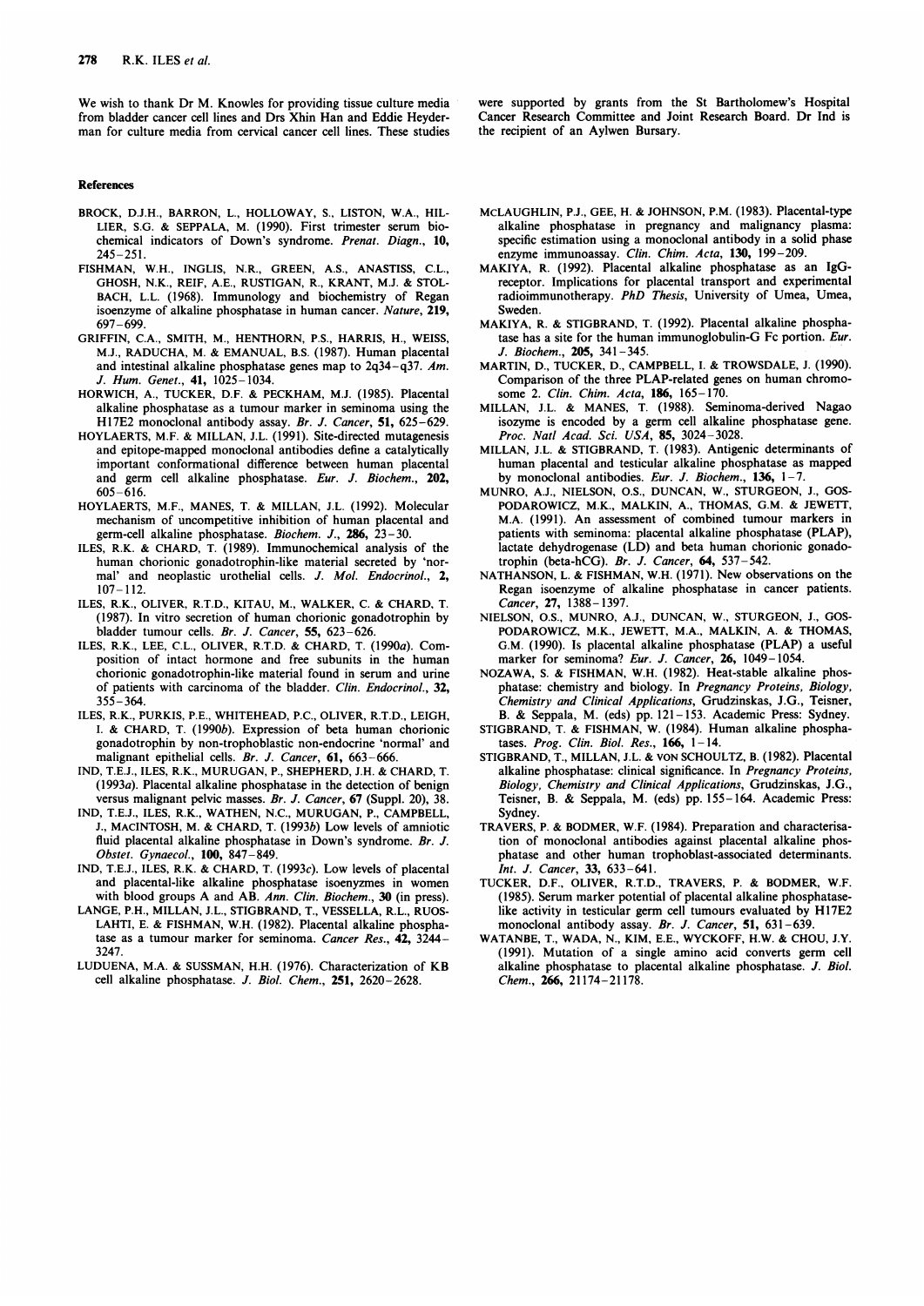We wish to thank Dr M. Knowles for providing tissue culture media from bladder cancer cell lines and Drs Xhin Han and Eddie Heyderman for culture media from cervical cancer cell lines. These studies were supported by grants from the St Bartholomew's Hospital Cancer Research Committee and Joint Research Board. Dr Ind is the recipient of an Aylwen Bursary.

## References

BROCK, D.J.H., BARRON, L., HOLLOWAY, S., LISTON, W.A., HILLIER, S.G. & SEPPALA, M. (1990). First trimester serum biochemical indicators of Down's syndrome. *Prenat. Diagn.*, **10**, 245–251.

FISHMAN, W.H., INGLIS, N.R., GREEN, A.S., ANASTISS, C.L., GHOSH, N.K., REIF, A.E., RUSTIGAN, R., KRANT, M.J. & STOLBACH, L.L. (1968). Immunology and biochemistry of Regan isoenzyme of alkaline phosphatase in human cancer. *Nature*, **219**, 697–699.

GRIFFIN, C.A., SMITH, M., HENTHORN, P.S., HARRIS, H., WEISS, M.J., RADUCHA, M. & EMANUAL, B.S. (1987). Human placental and intestinal alkaline phosphatase genes map to 2q34–q37. *Am. J. Hum. Genet.*, **41**, 1025–1034.

HORWICH, A., TUCKER, D.F. & PECKHAM, M.J. (1985). Placental alkaline phosphatase as a tumour marker in seminoma using the H17E2 monoclonal antibody assay. *Br. J. Cancer*, **51**, 625–629.

HOYLAERTS, M.F. & MILLAN, J.L. (1991). Site-directed mutagenesis and epitope-mapped monoclonal antibodies define a catalytically important conformational difference between human placental and germ cell alkaline phosphatase. *Eur. J. Biochem.*, **202**, 605–616.

HOYLAERTS, M.F., MANES, T. & MILLAN, J.L. (1992). Molecular mechanism of uncompetitive inhibition of human placental and germ-cell alkaline phosphatase. *Biochem. J.*, **286**, 23–30.

ILES, R.K. & CHARD, T. (1989). Immunochemical analysis of the human chorionic gonadotrophin-like material secreted by 'normal' and neoplastic urothelial cells. *J. Mol. Endocrinol.*, **2**, 107–112.

ILES, R.K., OLIVER, R.T.D., KITAU, M., WALKER, C. & CHARD, T. (1987). In vitro secretion of human chorionic gonadotrophin by bladder tumour cells. *Br. J. Cancer*, **55**, 623–626.

ILES, R.K., LEE, C.L., OLIVER, R.T.D. & CHARD, T. (1990*a*). Composition of intact hormone and free subunits in the human chorionic gonadotrophin-like material found in serum and urine of patients with carcinoma of the bladder. *Clin. Endocrinol.*, **32**, 355–364.

ILES, R.K., PURKIS, P.E., WHITEHEAD, P.C., OLIVER, R.T.D., LEIGH, I. & CHARD, T. (1990*b*). Expression of beta human chorionic gonadotrophin by non-trophoblastic non-endocrine 'normal' and malignant epithelial cells. *Br. J. Cancer*, **61**, 663–666.

IND, T.E.J., ILES, R.K., MURUGAN, P., SHEPHERD, J.H. & CHARD, T. (1993*a*). Placental alkaline phosphatase in the detection of benign versus malignant pelvic masses. *Br. J. Cancer*, **67** (Suppl. 20), 38.

IND, T.E.J., ILES, R.K., WATHEN, N.C., MURUGAN, P., CAMPBELL, J., MACINTOSH, M. & CHARD, T. (1993*b*) Low levels of amniotic fluid placental alkaline phosphatase in Down's syndrome. *Br. J. Obstet. Gynaecol.*, **100**, 847–849.

IND, T.E.J., ILES, R.K. & CHARD, T. (1993*c*). Low levels of placental and placental-like alkaline phosphatase isoenyzmes in women with blood groups A and AB. *Ann. Clin. Biochem.*, **30** (in press).

LANGE, P.H., MILLAN, J.L., STIGBRAND, T., VESSELLA, R.L., RUOSLAHTI, E. & FISHMAN, W.H. (1982). Placental alkaline phosphatase as a tumour marker for seminoma. *Cancer Res.*, **42**, 3244–3247.

LUDUENA, M.A. & SUSSMAN, H.H. (1976). Characterization of KB cell alkaline phosphatase. *J. Biol. Chem.*, **251**, 2620–2628.

MCLAUGHLIN, P.J., GEE, H. & JOHNSON, P.M. (1983). Placental-type alkaline phosphatase in pregnancy and malignancy plasma: specific estimation using a monoclonal antibody in a solid phase enzyme immunoassay. *Clin. Chim. Acta*, **130**, 199–209.

MAKIYA, R. (1992). Placental alkaline phosphatase as an IgG-receptor. Implications for placental transport and experimental radioimmunotherapy. *PhD Thesis*, University of Umea, Umea, Sweden.

MAKIYA, R. & STIGBRAND, T. (1992). Placental alkaline phosphatase has a site for the human immunoglobulin-G Fc portion. *Eur. J. Biochem.*, **205**, 341–345.

MARTIN, D., TUCKER, D., CAMPBELL, I. & TROWSDALE, J. (1990). Comparison of the three PLAP-related genes on human chromosome 2. *Clin. Chim. Acta*, **186**, 165–170.

MILLAN, J.L. & MANES, T. (1988). Seminoma-derived Nagao isozyme is encoded by a germ cell alkaline phosphatase gene. *Proc. Natl Acad. Sci. USA*, **85**, 3024–3028.

MILLAN, J.L. & STIGBRAND, T. (1983). Antigenic determinants of human placental and testicular alkaline phosphatase as mapped by monoclonal antibodies. *Eur. J. Biochem.*, **136**, 1–7.

MUNRO, A.J., NIELSON, O.S., DUNCAN, W., STURGEON, J., GOSPODAROWICZ, M.K., MALKIN, A., THOMAS, G.M. & JEWETT, M.A. (1991). An assessment of combined tumour markers in patients with seminoma: placental alkaline phosphatase (PLAP), lactate dehydrogenase (LD) and beta human chorionic gonadotrophin (beta-hCG). *Br. J. Cancer*, **64**, 537–542.

NATHANSON, L. & FISHMAN, W.H. (1971). New observations on the Regan isoenzyme of alkaline phosphatase in cancer patients. *Cancer*, **27**, 1388–1397.

NIELSON, O.S., MUNRO, A.J., DUNCAN, W., STURGEON, J., GOSPODAROWICZ, M.K., JEWETT, M.A., MALKIN, A. & THOMAS, G.M. (1990). Is placental alkaline phosphatase (PLAP) a useful marker for seminoma? *Eur. J. Cancer*, **26**, 1049–1054.

NOZAWA, S. & FISHMAN, W.H. (1982). Heat-stable alkaline phosphatase: chemistry and biology. In *Pregnancy Proteins, Biology, Chemistry and Clinical Applications*, Grudzinskas, J.G., Teisner, B. & Seppala, M. (eds) pp. 121–153. Academic Press: Sydney.

STIGBRAND, T. & FISHMAN, W. (1984). Human alkaline phosphatases. *Prog. Clin. Biol. Res.*, **166**, 1–14.

STIGBRAND, T., MILLAN, J.L. & VON SCHOULTZ, B. (1982). Placental alkaline phosphatase: clinical significance. In *Pregnancy Proteins, Biology, Chemistry and Clinical Applications*, Grudzinskas, J.G., Teisner, B. & Seppala, M. (eds) pp. 155–164. Academic Press: Sydney.

TRAVERS, P. & BODMER, W.F. (1984). Preparation and characterisation of monoclonal antibodies against placental alkaline phosphatase and other human trophoblast-associated determinants. *Int. J. Cancer*, **33**, 633–641.

TUCKER, D.F., OLIVER, R.T.D., TRAVERS, P. & BODMER, W.F. (1985). Serum marker potential of placental alkaline phosphatase-like activity in testicular germ cell tumours evaluated by H17E2 monoclonal antibody assay. *Br. J. Cancer*, **51**, 631–639.

WATANBE, T., WADA, N., KIM, E.E., WYCKOFF, H.W. & CHOU, J.Y. (1991). Mutation of a single amino acid converts germ cell alkaline phosphatase to placental alkaline phosphatase. *J. Biol. Chem.*, **266**, 21174–21178.